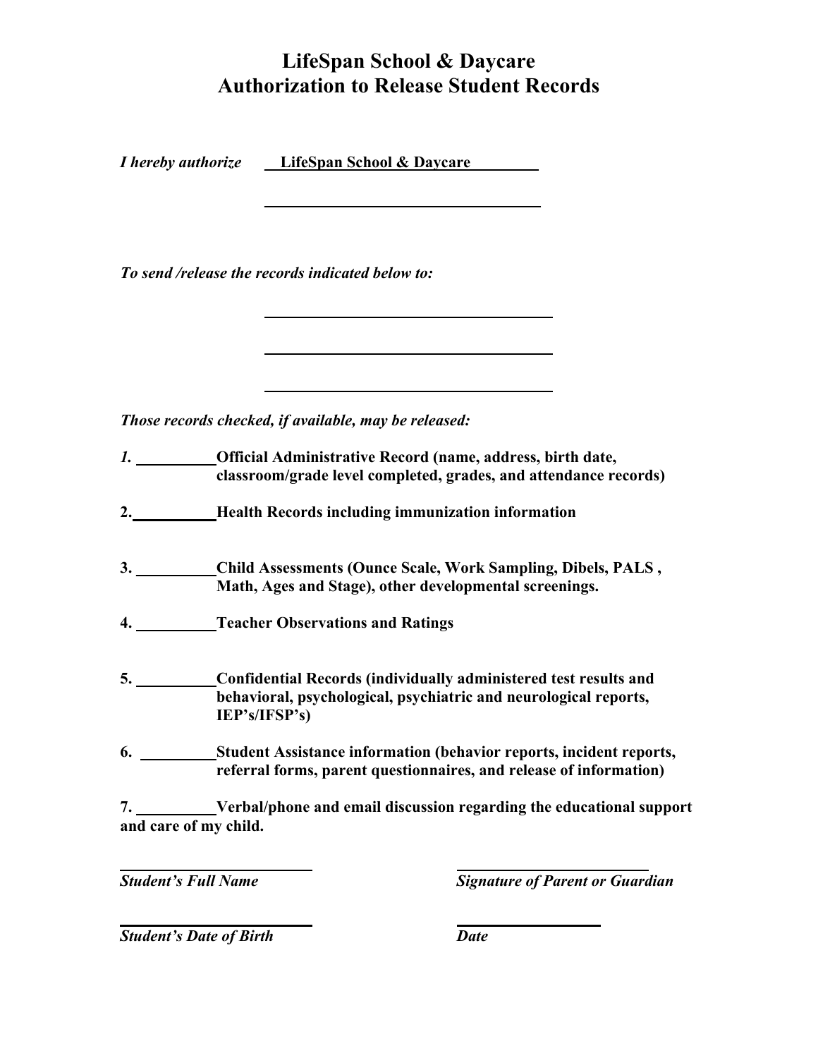# LifeSpan School & Daycare
# Authorization to Release Student Records

*I hereby authorize* **LifeSpan School & Daycare**

_______________________________

***To send /release the records indicated below to:***

_______________________________

_______________________________

_______________________________

***Those records checked, if available, may be released:***

**1. ________ Official Administrative Record (name, address, birth date, classroom/grade level completed, grades, and attendance records)**

**2. ________ Health Records including immunization information**

**3. ________ Child Assessments (Ounce Scale, Work Sampling, Dibels, PALS , Math, Ages and Stage), other developmental screenings.**

**4. ________ Teacher Observations and Ratings**

**5. ________ Confidential Records (individually administered test results and behavioral, psychological, psychiatric and neurological reports, IEP's/IFSP's)**

**6. ________ Student Assistance information (behavior reports, incident reports, referral forms, parent questionnaires, and release of information)**

**7. ________ Verbal/phone and email discussion regarding the educational support and care of my child.**

| | |
|---|---|
| _______________________ | _______________________ |
| ***Student's Full Name*** | ***Signature of Parent or Guardian*** |
| _______________________ | _______________________ |
| ***Student's Date of Birth*** | ***Date*** |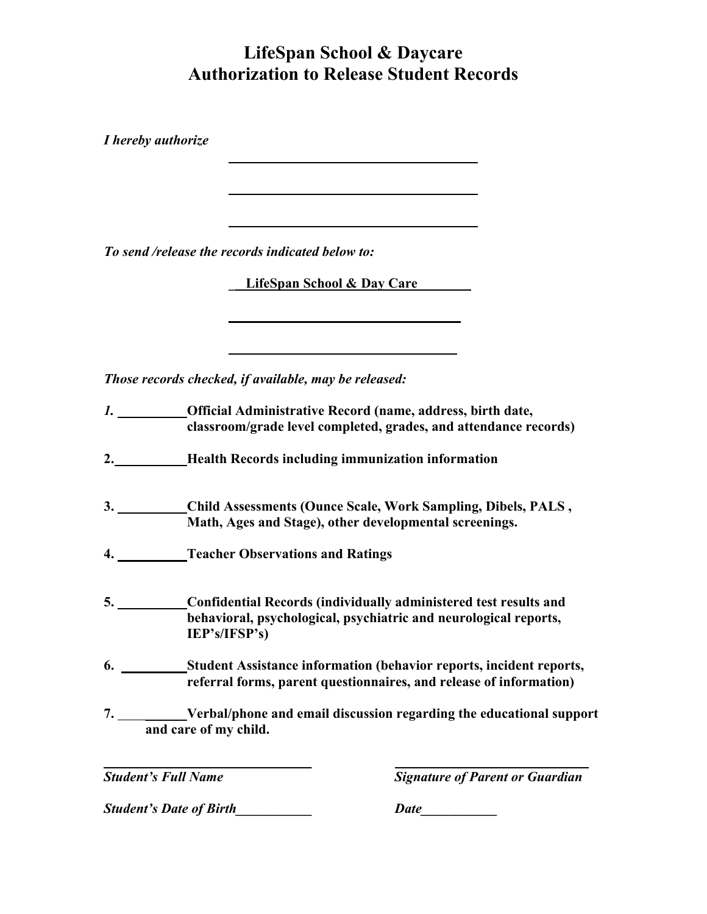# LifeSpan School & Daycare
# Authorization to Release Student Records

*I hereby authorize*

\_\_\_\_\_\_\_\_\_\_\_\_\_\_\_\_\_\_\_\_\_\_\_\_\_\_\_\_\_\_\_\_\_\_\_\_

\_\_\_\_\_\_\_\_\_\_\_\_\_\_\_\_\_\_\_\_\_\_\_\_\_\_\_\_\_\_\_\_\_\_\_\_

\_\_\_\_\_\_\_\_\_\_\_\_\_\_\_\_\_\_\_\_\_\_\_\_\_\_\_\_\_\_\_\_\_\_\_\_

*To send /release the records indicated below to:*

**LifeSpan School & Day Care**

\_\_\_\_\_\_\_\_\_\_\_\_\_\_\_\_\_\_\_\_\_\_\_\_\_\_\_\_\_\_\_\_\_\_\_\_

\_\_\_\_\_\_\_\_\_\_\_\_\_\_\_\_\_\_\_\_\_\_\_\_\_\_\_\_\_\_\_\_\_\_\_\_

*Those records checked, if available, may be released:*

1. \_\_\_\_\_\_\_\_\_\_ **Official Administrative Record (name, address, birth date, classroom/grade level completed, grades, and attendance records)**
2. \_\_\_\_\_\_\_\_\_\_ **Health Records including immunization information**
3. \_\_\_\_\_\_\_\_\_\_ **Child Assessments (Ounce Scale, Work Sampling, Dibels, PALS , Math, Ages and Stage), other developmental screenings.**
4. \_\_\_\_\_\_\_\_\_\_ **Teacher Observations and Ratings**
5. \_\_\_\_\_\_\_\_\_\_ **Confidential Records (individually administered test results and behavioral, psychological, psychiatric and neurological reports, IEP's/IFSP's)**
6. \_\_\_\_\_\_\_\_\_\_ **Student Assistance information (behavior reports, incident reports, referral forms, parent questionnaires, and release of information)**
7. \_\_\_\_\_\_\_\_\_\_ **Verbal/phone and email discussion regarding the educational support and care of my child.**

\_\_\_\_\_\_\_\_\_\_\_\_\_\_\_\_\_\_\_\_\_\_\_\_\_\_\_\_\_\_\_\_ \_\_\_\_\_\_\_\_\_\_\_\_\_\_\_\_\_\_\_\_\_\_\_\_\_\_\_\_\_\_\_\_

***Student's Full Name*** ***Signature of Parent or Guardian***

***Student's Date of Birth***\_\_\_\_\_\_\_\_\_\_\_ ***Date***\_\_\_\_\_\_\_\_\_\_\_